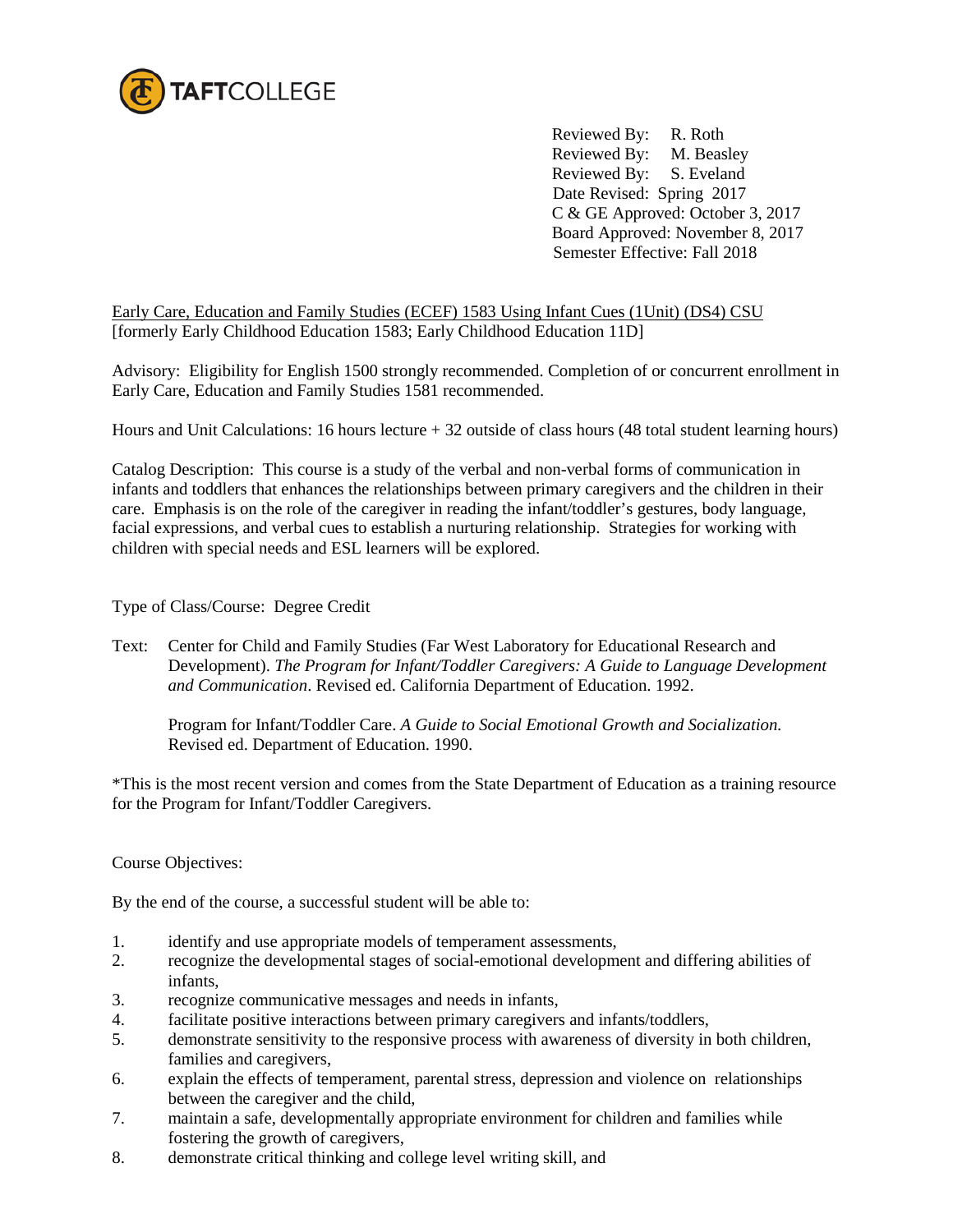TAFTCOLLEGE

Reviewed By: R. Roth
Reviewed By: M. Beasley
Reviewed By: S. Eveland
Date Revised: Spring 2017
C & GE Approved: October 3, 2017
Board Approved: November 8, 2017
Semester Effective: Fall 2018

Early Care, Education and Family Studies (ECEF) 1583 Using Infant Cues (1Unit) (DS4) CSU
[formerly Early Childhood Education 1583; Early Childhood Education 11D]

Advisory: Eligibility for English 1500 strongly recommended. Completion of or concurrent enrollment in Early Care, Education and Family Studies 1581 recommended.

Hours and Unit Calculations: 16 hours lecture + 32 outside of class hours (48 total student learning hours)

Catalog Description: This course is a study of the verbal and non-verbal forms of communication in infants and toddlers that enhances the relationships between primary caregivers and the children in their care. Emphasis is on the role of the caregiver in reading the infant/toddler's gestures, body language, facial expressions, and verbal cues to establish a nurturing relationship. Strategies for working with children with special needs and ESL learners will be explored.

Type of Class/Course: Degree Credit

Text: Center for Child and Family Studies (Far West Laboratory for Educational Research and Development). *The Program for Infant/Toddler Caregivers: A Guide to Language Development and Communication*. Revised ed. California Department of Education. 1992.

Program for Infant/Toddler Care. *A Guide to Social Emotional Growth and Socialization.* Revised ed. Department of Education. 1990.

*This is the most recent version and comes from the State Department of Education as a training resource for the Program for Infant/Toddler Caregivers.

Course Objectives:

By the end of the course, a successful student will be able to:

1. identify and use appropriate models of temperament assessments,
2. recognize the developmental stages of social-emotional development and differing abilities of infants,
3. recognize communicative messages and needs in infants,
4. facilitate positive interactions between primary caregivers and infants/toddlers,
5. demonstrate sensitivity to the responsive process with awareness of diversity in both children, families and caregivers,
6. explain the effects of temperament, parental stress, depression and violence on relationships between the caregiver and the child,
7. maintain a safe, developmentally appropriate environment for children and families while fostering the growth of caregivers,
8. demonstrate critical thinking and college level writing skill, and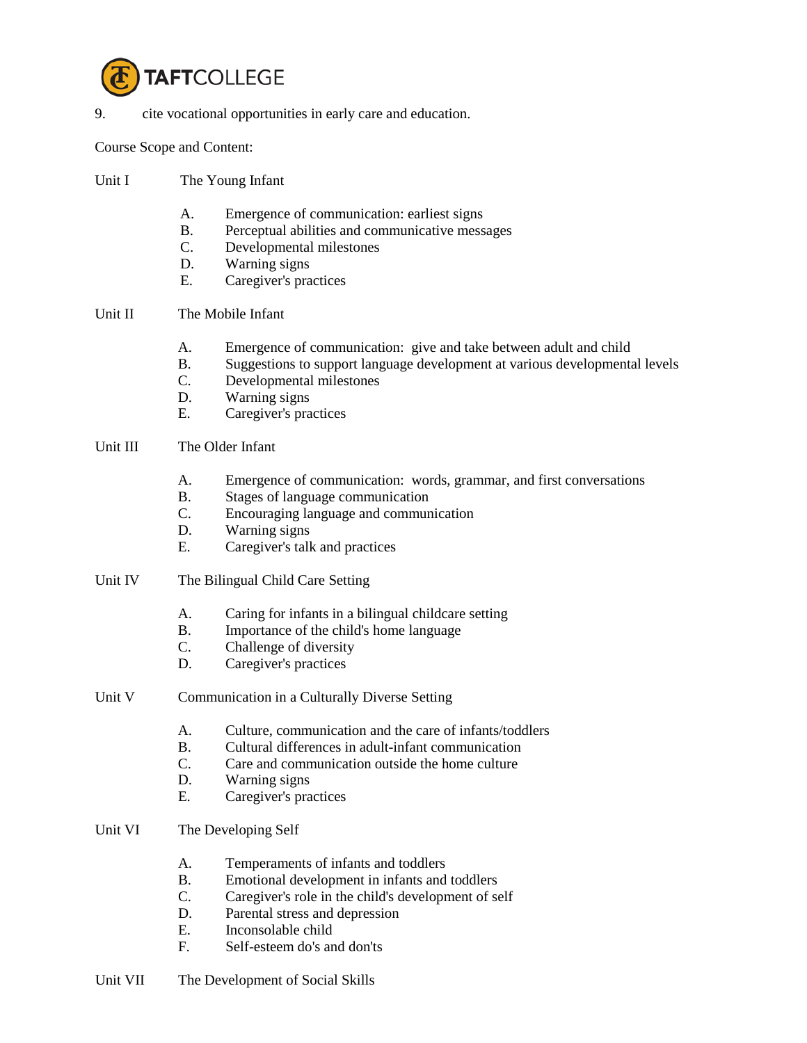9. cite vocational opportunities in early care and education.

Course Scope and Content:

Unit I The Young Infant

A. Emergence of communication: earliest signs
B. Perceptual abilities and communicative messages
C. Developmental milestones
D. Warning signs
E. Caregiver's practices

Unit II The Mobile Infant

A. Emergence of communication: give and take between adult and child
B. Suggestions to support language development at various developmental levels
C. Developmental milestones
D. Warning signs
E. Caregiver's practices

Unit III The Older Infant

A. Emergence of communication: words, grammar, and first conversations
B. Stages of language communication
C. Encouraging language and communication
D. Warning signs
E. Caregiver's talk and practices

Unit IV The Bilingual Child Care Setting

A. Caring for infants in a bilingual childcare setting
B. Importance of the child's home language
C. Challenge of diversity
D. Caregiver's practices

Unit V Communication in a Culturally Diverse Setting

A. Culture, communication and the care of infants/toddlers
B. Cultural differences in adult-infant communication
C. Care and communication outside the home culture
D. Warning signs
E. Caregiver's practices

Unit VI The Developing Self

A. Temperaments of infants and toddlers
B. Emotional development in infants and toddlers
C. Caregiver's role in the child's development of self
D. Parental stress and depression
E. Inconsolable child
F. Self-esteem do's and don'ts

Unit VII The Development of Social Skills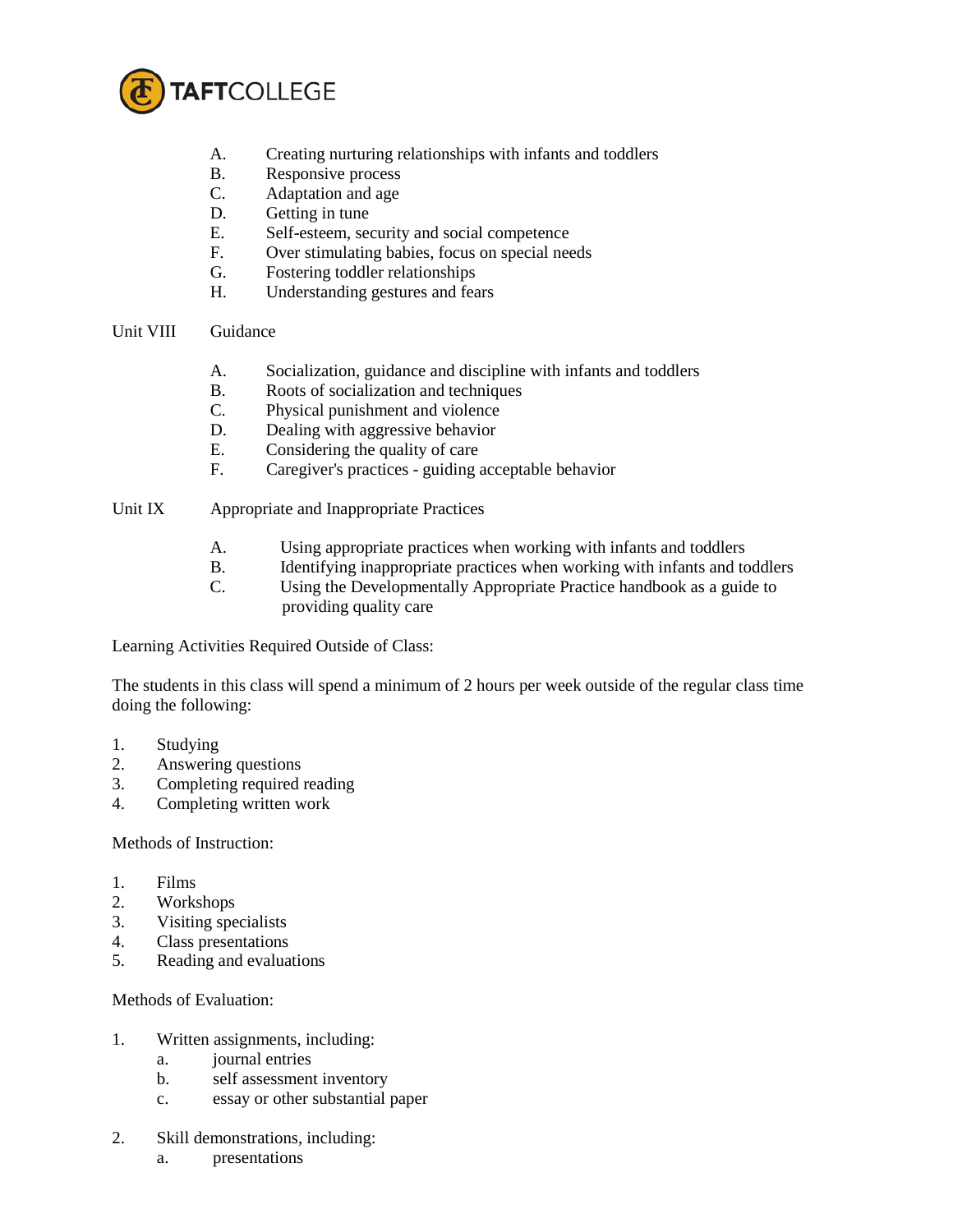A. Creating nurturing relationships with infants and toddlers
B. Responsive process
C. Adaptation and age
D. Getting in tune
E. Self-esteem, security and social competence
F. Over stimulating babies, focus on special needs
G. Fostering toddler relationships
H. Understanding gestures and fears

Unit VIII Guidance

A. Socialization, guidance and discipline with infants and toddlers
B. Roots of socialization and techniques
C. Physical punishment and violence
D. Dealing with aggressive behavior
E. Considering the quality of care
F. Caregiver's practices - guiding acceptable behavior

Unit IX Appropriate and Inappropriate Practices

A. Using appropriate practices when working with infants and toddlers
B. Identifying inappropriate practices when working with infants and toddlers
C. Using the Developmentally Appropriate Practice handbook as a guide to providing quality care

Learning Activities Required Outside of Class:

The students in this class will spend a minimum of 2 hours per week outside of the regular class time doing the following:

1. Studying
2. Answering questions
3. Completing required reading
4. Completing written work

Methods of Instruction:

1. Films
2. Workshops
3. Visiting specialists
4. Class presentations
5. Reading and evaluations

Methods of Evaluation:

1. Written assignments, including:
   a. journal entries
   b. self assessment inventory
   c. essay or other substantial paper

2. Skill demonstrations, including:
   a. presentations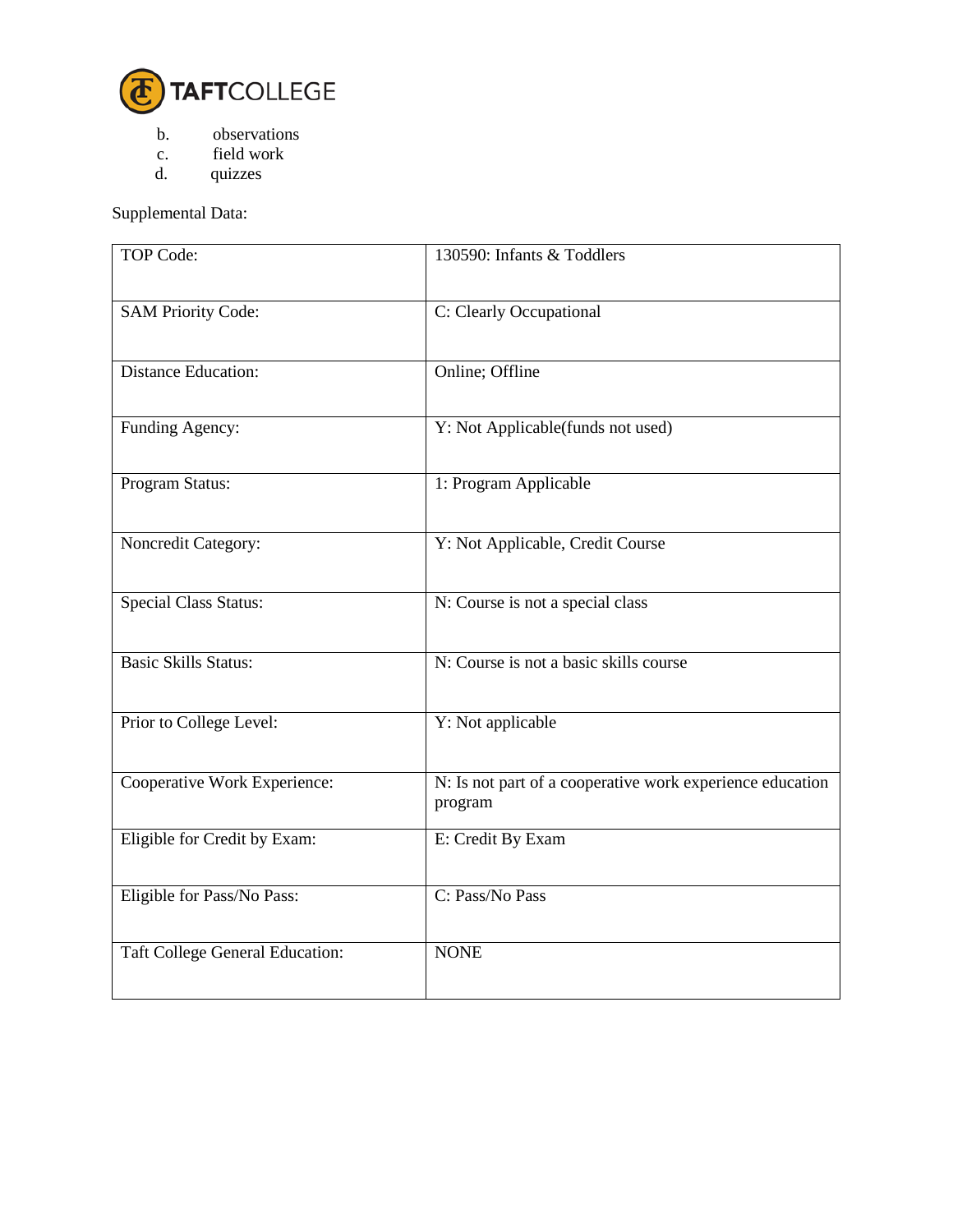b. observations
c. field work
d. quizzes

Supplemental Data:

| | |
|---|---|
| TOP Code: | 130590: Infants & Toddlers |
| SAM Priority Code: | C: Clearly Occupational |
| Distance Education: | Online; Offline |
| Funding Agency: | Y: Not Applicable(funds not used) |
| Program Status: | 1: Program Applicable |
| Noncredit Category: | Y: Not Applicable, Credit Course |
| Special Class Status: | N: Course is not a special class |
| Basic Skills Status: | N: Course is not a basic skills course |
| Prior to College Level: | Y: Not applicable |
| Cooperative Work Experience: | N: Is not part of a cooperative work experience education program |
| Eligible for Credit by Exam: | E: Credit By Exam |
| Eligible for Pass/No Pass: | C: Pass/No Pass |
| Taft College General Education: | NONE |